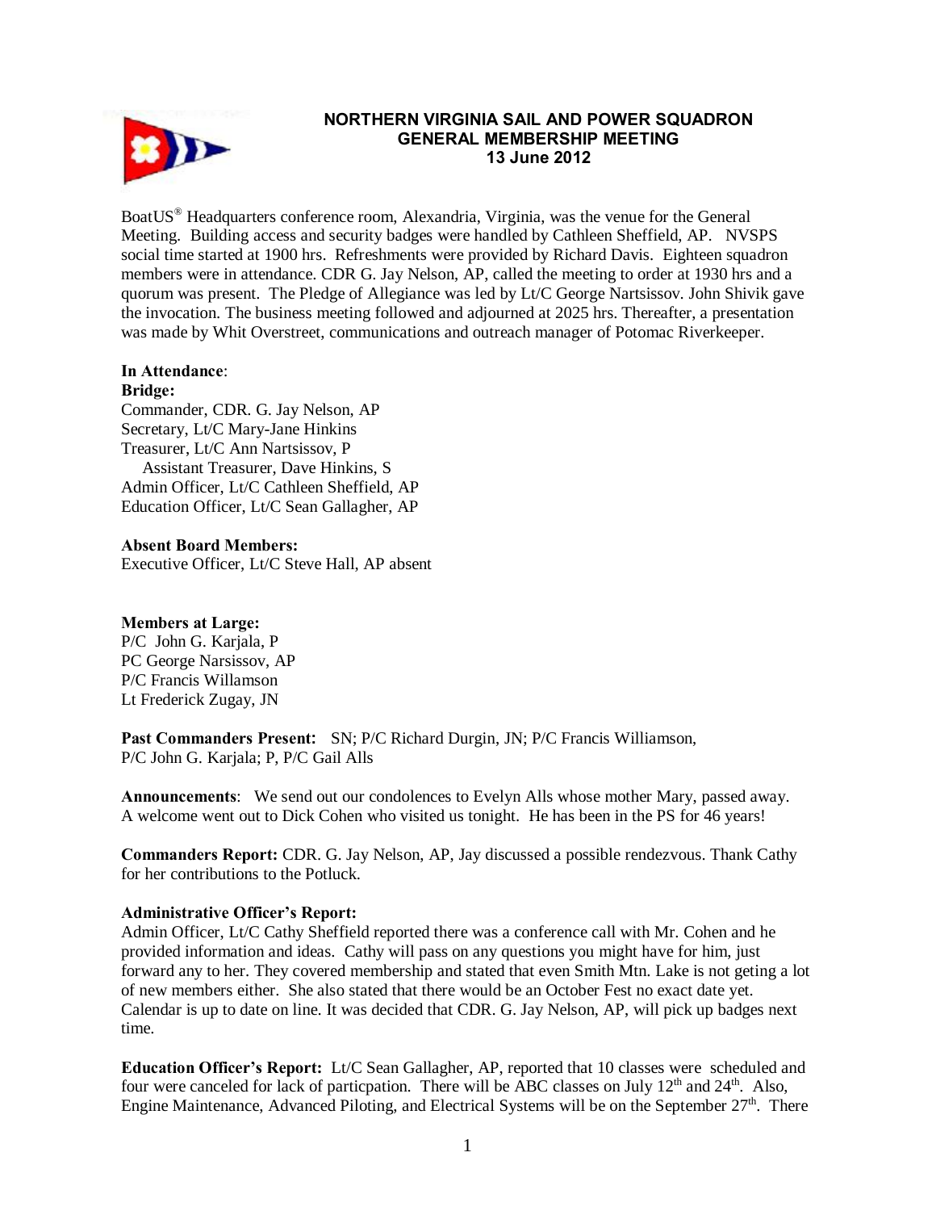# NORTHERN VIRGINIA SAIL AND POWER SQUADRON
## GENERAL MEMBERSHIP MEETING
## 13 June 2012

BoatUS® Headquarters conference room, Alexandria, Virginia, was the venue for the General Meeting. Building access and security badges were handled by Cathleen Sheffield, AP. NVSPS social time started at 1900 hrs. Refreshments were provided by Richard Davis. Eighteen squadron members were in attendance. CDR G. Jay Nelson, AP, called the meeting to order at 1930 hrs and a quorum was present. The Pledge of Allegiance was led by Lt/C George Nartsissov. John Shivik gave the invocation. The business meeting followed and adjourned at 2025 hrs. Thereafter, a presentation was made by Whit Overstreet, communications and outreach manager of Potomac Riverkeeper.

**In Attendance**:
**Bridge:**
Commander, CDR. G. Jay Nelson, AP
Secretary, Lt/C Mary-Jane Hinkins
Treasurer, Lt/C Ann Nartsissov, P
Assistant Treasurer, Dave Hinkins, S
Admin Officer, Lt/C Cathleen Sheffield, AP
Education Officer, Lt/C Sean Gallagher, AP

**Absent Board Members:**
Executive Officer, Lt/C Steve Hall, AP absent

**Members at Large:**
P/C John G. Karjala, P
PC George Narsissov, AP
P/C Francis Willamson
Lt Frederick Zugay, JN

**Past Commanders Present:** SN; P/C Richard Durgin, JN; P/C Francis Williamson, P/C John G. Karjala; P, P/C Gail Alls

**Announcements**: We send out our condolences to Evelyn Alls whose mother Mary, passed away. A welcome went out to Dick Cohen who visited us tonight. He has been in the PS for 46 years!

**Commanders Report:** CDR. G. Jay Nelson, AP, Jay discussed a possible rendezvous. Thank Cathy for her contributions to the Potluck.

**Administrative Officer's Report:**
Admin Officer, Lt/C Cathy Sheffield reported there was a conference call with Mr. Cohen and he provided information and ideas. Cathy will pass on any questions you might have for him, just forward any to her. They covered membership and stated that even Smith Mtn. Lake is not geting a lot of new members either. She also stated that there would be an October Fest no exact date yet. Calendar is up to date on line. It was decided that CDR. G. Jay Nelson, AP, will pick up badges next time.

**Education Officer's Report:** Lt/C Sean Gallagher, AP, reported that 10 classes were scheduled and four were canceled for lack of particpation. There will be ABC classes on July 12th and 24th. Also, Engine Maintenance, Advanced Piloting, and Electrical Systems will be on the September 27th. There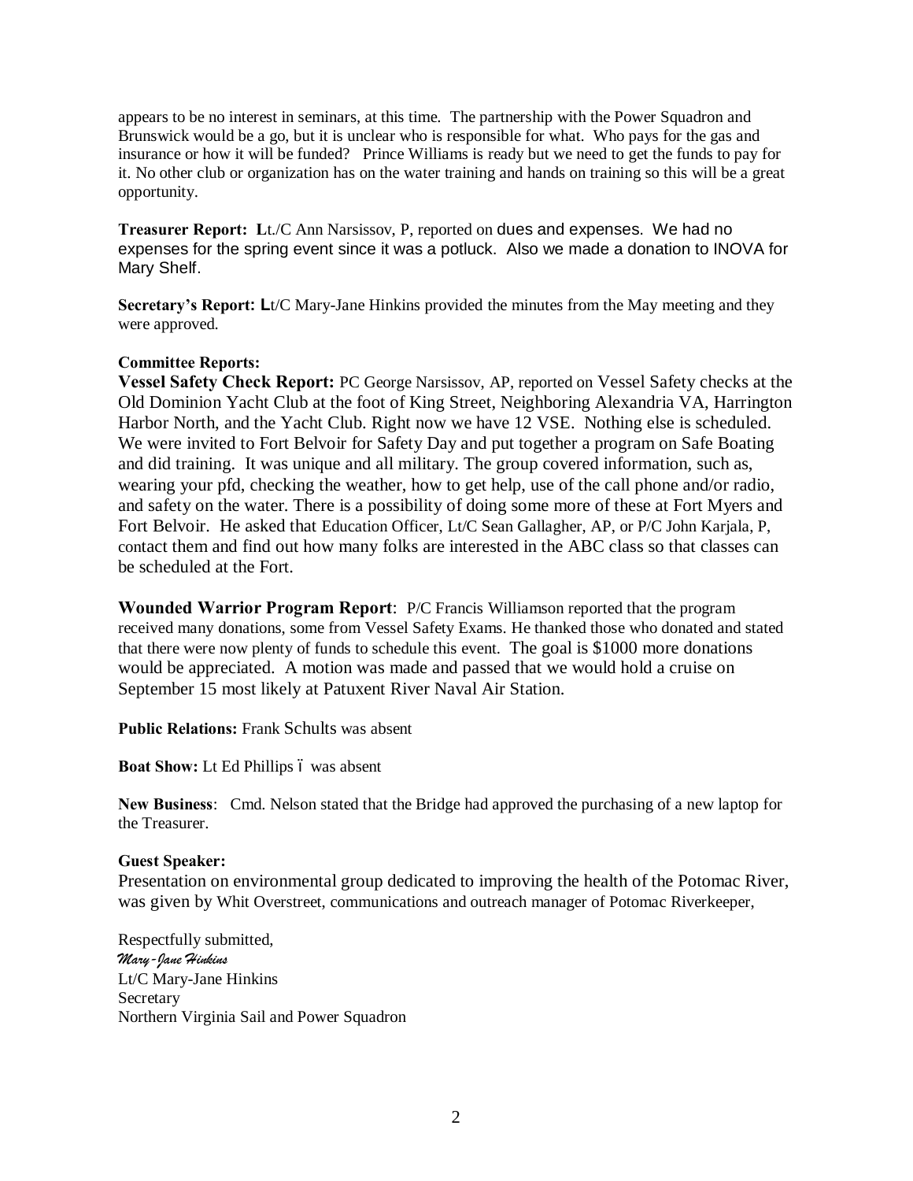appears to be no interest in seminars, at this time. The partnership with the Power Squadron and Brunswick would be a go, but it is unclear who is responsible for what. Who pays for the gas and insurance or how it will be funded? Prince Williams is ready but we need to get the funds to pay for it. No other club or organization has on the water training and hands on training so this will be a great opportunity.

**Treasurer Report:** **L**t./C Ann Narsissov, P, reported on dues and expenses. We had no expenses for the spring event since it was a potluck. Also we made a donation to INOVA for Mary Shelf.

**Secretary's Report:** **L**t/C Mary-Jane Hinkins provided the minutes from the May meeting and they were approved.

**Committee Reports:**

**Vessel Safety Check Report:** PC George Narsissov, AP, reported on Vessel Safety checks at the Old Dominion Yacht Club at the foot of King Street, Neighboring Alexandria VA, Harrington Harbor North, and the Yacht Club. Right now we have 12 VSE. Nothing else is scheduled. We were invited to Fort Belvoir for Safety Day and put together a program on Safe Boating and did training. It was unique and all military. The group covered information, such as, wearing your pfd, checking the weather, how to get help, use of the call phone and/or radio, and safety on the water. There is a possibility of doing some more of these at Fort Myers and Fort Belvoir. He asked that Education Officer, Lt/C Sean Gallagher, AP, or P/C John Karjala, P, contact them and find out how many folks are interested in the ABC class so that classes can be scheduled at the Fort.

**Wounded Warrior Program Report**: P/C Francis Williamson reported that the program received many donations, some from Vessel Safety Exams. He thanked those who donated and stated that there were now plenty of funds to schedule this event. The goal is $1000 more donations would be appreciated. A motion was made and passed that we would hold a cruise on September 15 most likely at Patuxent River Naval Air Station.

**Public Relations:** Frank Schults was absent

**Boat Show:** Lt Ed Phillips – was absent

**New Business**: Cmd. Nelson stated that the Bridge had approved the purchasing of a new laptop for the Treasurer.

**Guest Speaker:**

Presentation on environmental group dedicated to improving the health of the Potomac River, was given by Whit Overstreet, communications and outreach manager of Potomac Riverkeeper,

Respectfully submitted,

*Mary-Jane Hinkins*

Lt/C Mary-Jane Hinkins
Secretary
Northern Virginia Sail and Power Squadron